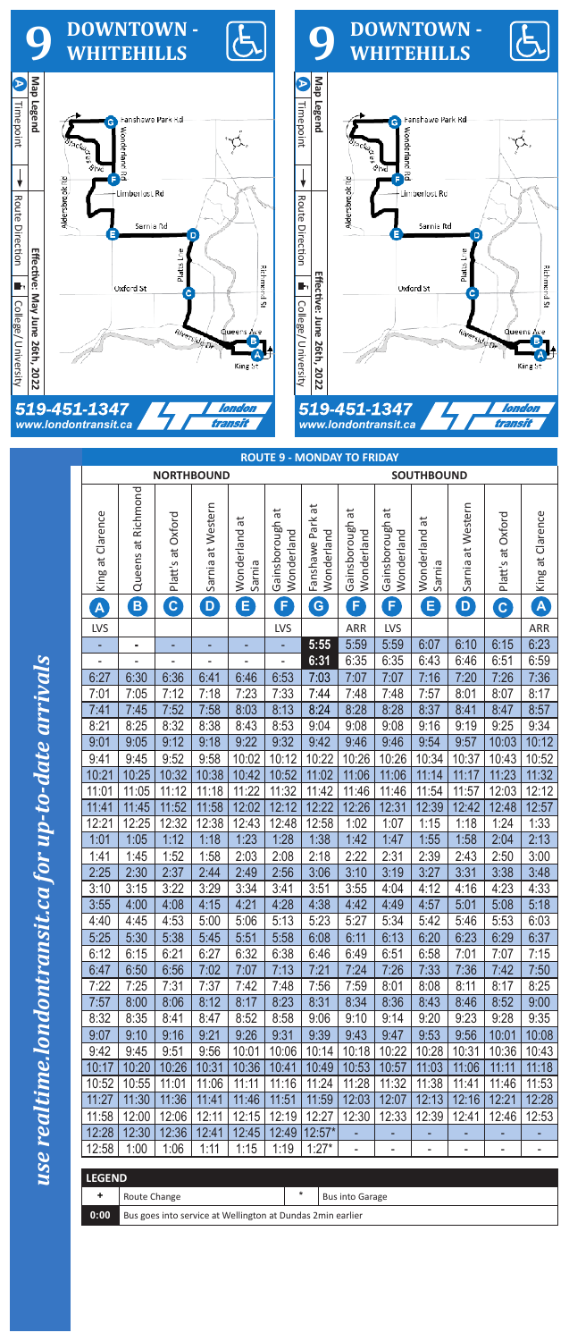# 9 DOWNTOWN - WHITEHILLS

**Map Legend**

- A Timepoint
- ↓ Route Direction
- College / University

**Effective: May June 26th, 2022**

Fanshawe Park Rd, Wonderland Rd, Limberlost Rd, Sarnia Rd, Platts Line, Oxford St, Richmond St, Riverside Dr, Queens Ave, King St, Aldersbrook Rd

519-451-1347
www.londontransit.ca

london transit

# 9 DOWNTOWN - WHITEHILLS

**Map Legend**

- A Timepoint
- ↓ Route Direction
- College / University

**Effective: June 26th, 2022**

519-451-1347
www.londontransit.ca

london transit

*use realtime.londontransit.ca for up-to-date arrivals*

## ROUTE 9 - MONDAY TO FRIDAY

| NORTHBOUND | | | | | | | SOUTHBOUND | | | | | |
|---|---|---|---|---|---|---|---|---|---|---|---|---|
| King at Clarence | Queens at Richmond | Platt's at Oxford | Sarnia at Western | Wonderland at Sarnia | Gainsborough at Wonderland | Fanshawe Park at Wonderland | Gainsborough at Wonderland | Gainsborough at Wonderland | Wonderland at Sarnia | Sarnia at Western | Platt's at Oxford | King at Clarence |
| A | B | C | D | E | F | G | F | F | E | D | C | A |
| LVS | | | | | LVS | | ARR | LVS | | | | ARR |
| - | - | - | - | - | - | **5:55** | 5:59 | 5:59 | 6:07 | 6:10 | 6:15 | 6:23 |
| - | - | - | - | - | - | **6:31** | 6:35 | 6:35 | 6:43 | 6:46 | 6:51 | 6:59 |
| 6:27 | 6:30 | 6:36 | 6:41 | 6:46 | 6:53 | 7:03 | 7:07 | 7:07 | 7:16 | 7:20 | 7:26 | 7:36 |
| 7:01 | 7:05 | 7:12 | 7:18 | 7:23 | 7:33 | 7:44 | 7:48 | 7:48 | 7:57 | 8:01 | 8:07 | 8:17 |
| 7:41 | 7:45 | 7:52 | 7:58 | 8:03 | 8:13 | 8:24 | 8:28 | 8:28 | 8:37 | 8:41 | 8:47 | 8:57 |
| 8:21 | 8:25 | 8:32 | 8:38 | 8:43 | 8:53 | 9:04 | 9:08 | 9:08 | 9:16 | 9:19 | 9:25 | 9:34 |
| 9:01 | 9:05 | 9:12 | 9:18 | 9:22 | 9:32 | 9:42 | 9:46 | 9:46 | 9:54 | 9:57 | 10:03 | 10:12 |
| 9:41 | 9:45 | 9:52 | 9:58 | 10:02 | 10:12 | 10:22 | 10:26 | 10:26 | 10:34 | 10:37 | 10:43 | 10:52 |
| 10:21 | 10:25 | 10:32 | 10:38 | 10:42 | 10:52 | 11:02 | 11:06 | 11:06 | 11:14 | 11:17 | 11:23 | 11:32 |
| 11:01 | 11:05 | 11:12 | 11:18 | 11:22 | 11:32 | 11:42 | 11:46 | 11:46 | 11:54 | 11:57 | 12:03 | 12:12 |
| 11:41 | 11:45 | 11:52 | 11:58 | 12:02 | 12:12 | 12:22 | 12:26 | 12:31 | 12:39 | 12:42 | 12:48 | 12:57 |
| 12:21 | 12:25 | 12:32 | 12:38 | 12:43 | 12:48 | 12:58 | 1:02 | 1:07 | 1:15 | 1:18 | 1:24 | 1:33 |
| 1:01 | 1:05 | 1:12 | 1:18 | 1:23 | 1:28 | 1:38 | 1:42 | 1:47 | 1:55 | 1:58 | 2:04 | 2:13 |
| 1:41 | 1:45 | 1:52 | 1:58 | 2:03 | 2:08 | 2:18 | 2:22 | 2:31 | 2:39 | 2:43 | 2:50 | 3:00 |
| 2:25 | 2:30 | 2:37 | 2:44 | 2:49 | 2:56 | 3:06 | 3:10 | 3:19 | 3:27 | 3:31 | 3:38 | 3:48 |
| 3:10 | 3:15 | 3:22 | 3:29 | 3:34 | 3:41 | 3:51 | 3:55 | 4:04 | 4:12 | 4:16 | 4:23 | 4:33 |
| 3:55 | 4:00 | 4:08 | 4:15 | 4:21 | 4:28 | 4:38 | 4:42 | 4:49 | 4:57 | 5:01 | 5:08 | 5:18 |
| 4:40 | 4:45 | 4:53 | 5:00 | 5:06 | 5:13 | 5:23 | 5:27 | 5:34 | 5:42 | 5:46 | 5:53 | 6:03 |
| 5:25 | 5:30 | 5:38 | 5:45 | 5:51 | 5:58 | 6:08 | 6:11 | 6:13 | 6:20 | 6:23 | 6:29 | 6:37 |
| 6:12 | 6:15 | 6:21 | 6:27 | 6:32 | 6:38 | 6:46 | 6:49 | 6:51 | 6:58 | 7:01 | 7:07 | 7:15 |
| 6:47 | 6:50 | 6:56 | 7:02 | 7:07 | 7:13 | 7:21 | 7:24 | 7:26 | 7:33 | 7:36 | 7:42 | 7:50 |
| 7:22 | 7:25 | 7:31 | 7:37 | 7:42 | 7:48 | 7:56 | 7:59 | 8:01 | 8:08 | 8:11 | 8:17 | 8:25 |
| 7:57 | 8:00 | 8:06 | 8:12 | 8:17 | 8:23 | 8:31 | 8:34 | 8:36 | 8:43 | 8:46 | 8:52 | 9:00 |
| 8:32 | 8:35 | 8:41 | 8:47 | 8:52 | 8:58 | 9:06 | 9:10 | 9:14 | 9:20 | 9:23 | 9:28 | 9:35 |
| 9:07 | 9:10 | 9:16 | 9:21 | 9:26 | 9:31 | 9:39 | 9:43 | 9:47 | 9:53 | 9:56 | 10:01 | 10:08 |
| 9:42 | 9:45 | 9:51 | 9:56 | 10:01 | 10:06 | 10:14 | 10:18 | 10:22 | 10:28 | 10:31 | 10:36 | 10:43 |
| 10:17 | 10:20 | 10:26 | 10:31 | 10:36 | 10:41 | 10:49 | 10:53 | 10:57 | 11:03 | 11:06 | 11:11 | 11:18 |
| 10:52 | 10:55 | 11:01 | 11:06 | 11:11 | 11:16 | 11:24 | 11:28 | 11:32 | 11:38 | 11:41 | 11:46 | 11:53 |
| 11:27 | 11:30 | 11:36 | 11:41 | 11:46 | 11:51 | 11:59 | 12:03 | 12:07 | 12:13 | 12:16 | 12:21 | 12:28 |
| 11:58 | 12:00 | 12:06 | 12:11 | 12:15 | 12:19 | 12:27 | 12:30 | 12:33 | 12:39 | 12:41 | 12:46 | 12:53 |
| 12:28 | 12:30 | 12:36 | 12:41 | 12:45 | 12:49 | 12:57* | - | - | - | - | - | - |
| 12:58 | 1:00 | 1:06 | 1:11 | 1:15 | 1:19 | 1:27* | - | - | - | - | - | - |

**LEGEND**

| Symbol | Meaning | Symbol | Meaning |
|---|---|---|---|
| + | Route Change | * | Bus into Garage |
| **0:00** | Bus goes into service at Wellington at Dundas 2min earlier | | |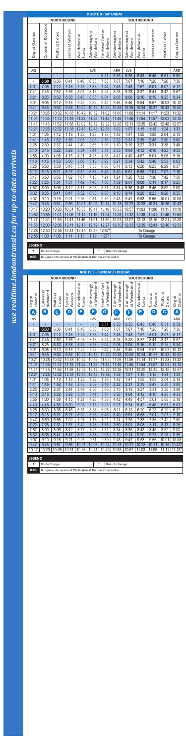*use realtime.londontransit.ca for up-to-date arrivals*

# ROUTE 9 - SATURDAY

| NORTHBOUND | | | | | | | SOUTHBOUND | | | | | | |
|---|---|---|---|---|---|---|---|---|---|---|---|---|---|
| King at Clarence | Queens at Richmond | Platt's at Oxford | Sarnia at Western | Wonderland at Sarnia | Gainsborough at Wonderland | Fanshawe Park at Wonderland | Gainsborough at Wonderland | Gainsborough at Wonderland | Wonderland at Sarnia | Sarnia at Western | Platt's at Oxford | King at Clarence | |
| LVS | | | | | LVS | | ARR | LVS | | | | | ARR |
| - | - | - | - | - | - | 6:31 | 6:35 | 6:35 | 6:43 | 6:46 | 6:51 | 6:59 | |
| - | 6:30 | 6:36 | 6:41 | 6:46 | 6:53 | 7:03 | 7:07 | 7:07 | 7:16 | 7:20 | 7:26 | 7:36 | |
| 7:01 | 7:05 | 7:12 | 7:18 | 7:23 | 7:33 | 7:44 | 7:48 | 7:48 | 7:57 | 8:01 | 8:07 | 8:17 | |
| 7:41 | 7:45 | 7:52 | 7:58 | 8:03 | 8:13 | 8:24 | 8:28 | 8:28 | 8:37 | 8:41 | 8:47 | 8:57 | |
| 8:21 | 8:25 | 8:32 | 8:38 | 8:43 | 8:53 | 9:04 | 9:08 | 9:08 | 9:16 | 9:19 | 9:25 | 9:34 | |
| 9:01 | 9:05 | 9:12 | 9:18 | 9:22 | 9:32 | 9:42 | 9:46 | 9:46 | 9:54 | 9:57 | 10:03 | 10:12 | |
| 9:41 | 9:45 | 9:52 | 9:58 | 10:02 | 10:12 | 10:22 | 10:26 | 10:26 | 10:34 | 10:37 | 10:43 | 10:52 | |
| 10:21 | 10:25 | 10:32 | 10:38 | 10:42 | 10:52 | 11:02 | 11:06 | 11:06 | 11:14 | 11:17 | 11:23 | 11:32 | |
| 11:01 | 11:05 | 11:12 | 11:18 | 11:22 | 11:32 | 11:42 | 11:46 | 11:46 | 11:54 | 11:57 | 12:03 | 12:12 | |
| 11:41 | 11:45 | 11:52 | 11:58 | 12:02 | 12:12 | 12:22 | 12:26 | 12:31 | 12:39 | 12:42 | 12:48 | 12:57 | |
| 12:21 | 12:25 | 12:32 | 12:38 | 12:43 | 12:48 | 12:58 | 1:02 | 1:07 | 1:15 | 1:18 | 1:24 | 1:33 | |
| 1:01 | 1:05 | 1:12 | 1:18 | 1:23 | 1:28 | 1:38 | 1:42 | 1:47 | 1:55 | 1:58 | 2:04 | 2:13 | |
| 1:41 | 1:45 | 1:52 | 1:58 | 2:03 | 2:08 | 2:18 | 2:22 | 2:31 | 2:39 | 2:43 | 2:50 | 3:00 | |
| 2:25 | 2:30 | 2:37 | 2:44 | 2:49 | 2:56 | 3:06 | 3:10 | 3:19 | 3:27 | 3:31 | 3:38 | 3:48 | |
| 3:10 | 3:15 | 3:22 | 3:29 | 3:34 | 3:41 | 3:51 | 3:55 | 4:04 | 4:12 | 4:16 | 4:23 | 4:33 | |
| 3:55 | 4:00 | 4:08 | 4:15 | 4:21 | 4:28 | 4:38 | 4:42 | 4:49 | 4:57 | 5:01 | 5:08 | 5:18 | |
| 4:40 | 4:45 | 4:53 | 5:00 | 5:06 | 5:13 | 5:23 | 5:27 | 5:34 | 5:42 | 5:46 | 5:53 | 6:03 | |
| 5:25 | 5:30 | 5:38 | 5:45 | 5:51 | 5:58 | 6:08 | 6:11 | 6:13 | 6:20 | 6:23 | 6:29 | 6:37 | |
| 6:12 | 6:15 | 6:21 | 6:27 | 6:32 | 6:38 | 6:46 | 6:49 | 6:51 | 6:58 | 7:01 | 7:07 | 7:15 | |
| 6:47 | 6:50 | 6:56 | 7:02 | 7:07 | 7:13 | 7:21 | 7:24 | 7:26 | 7:33 | 7:36 | 7:42 | 7:50 | |
| 7:22 | 7:25 | 7:31 | 7:37 | 7:42 | 7:48 | 7:56 | 7:59 | 8:01 | 8:08 | 8:11 | 8:17 | 8:25 | |
| 7:57 | 8:00 | 8:06 | 8:12 | 8:17 | 8:23 | 8:31 | 8:34 | 8:36 | 8:43 | 8:46 | 8:52 | 9:00 | |
| 8:32 | 8:35 | 8:41 | 8:47 | 8:52 | 8:58 | 9:06 | 9:10 | 9:14 | 9:20 | 9:23 | 9:28 | 9:35 | |
| 9:07 | 9:10 | 9:16 | 9:21 | 9:26 | 9:31 | 9:39 | 9:43 | 9:47 | 9:53 | 9:56 | 10:01 | 10:08 | |
| 9:42 | 9:45 | 9:51 | 9:56 | 10:01 | 10:06 | 10:14 | 10:18 | 10:22 | 10:28 | 10:31 | 10:36 | 10:43 | |
| 10:17 | 10:20 | 10:26 | 10:31 | 10:36 | 10:41 | 10:49 | 10:53 | 10:57 | 11:03 | 11:06 | 11:11 | 11:18 | |
| 10:52 | 10:55 | 11:01 | 11:06 | 11:11 | 11:16 | 11:24 | 11:28 | 11:32 | 11:38 | 11:41 | 11:46 | 11:53 | |
| 11:27 | 11:30 | 11:36 | 11:41 | 11:46 | 11:51 | 11:59 | 12:03 | 12:07 | 12:13 | 12:16 | 12:21 | 12:28 | |
| 11:58 | 12:00 | 12:06 | 12:11 | 12:15 | 12:19 | 12:27 | 12:30 | 12:33 | 12:39 | 12:41 | 12:46 | 12:53 | |
| 12:28 | 12:30 | 12:36 | 12:41 | 12:45 | 12:49 | 12:57* | | To Garage | | | | | |
| 12:58 | 1:00 | 1:06 | 1:11 | 1:15 | 1:19 | 1:27* | | To Garage | | | | | |

**LEGEND**

| | |
|---|---|
| + | Route Change |
| * | Bus into Garage |
| 0:00 | Bus goes into service at Wellington at Dundas 2min earlier |

# ROUTE 9 - SUNDAY / HOLIDAY

| NORTHBOUND | | | | | | | SOUTHBOUND | | | | | | |
|---|---|---|---|---|---|---|---|---|---|---|---|---|---|
| King at Clarence | Queens at Richmond | Platt's at Oxford | Sarnia at Western | Wonderland at Sarnia | Gainsborough at Wonderland | Fanshawe Park at Wonderland | Gainsborough at Wonderland | Gainsborough at Wonderland | Wonderland at Sarnia | Sarnia at Western | Platt's at Oxford | King at Clarence | |
| A | B | C | D | E | F | G | F | F | E | D | C | A | |
| LVS | | | | | LVS | | ARR | LVS | | | | | ARR |
| - | - | - | - | - | - | 6:31 | 6:35 | 6:35 | 6:43 | 6:46 | 6:51 | 6:59 | |
| - | 6:30 | 6:36 | 6:41 | 6:46 | 6:53 | 7:03 | 7:07 | 7:07 | 7:16 | 7:20 | 7:26 | 7:36 | |
| 7:01 | 7:05 | 7:12 | 7:18 | 7:23 | 7:33 | 7:44 | 7:48 | 7:48 | 7:57 | 8:01 | 8:07 | 8:17 | |
| 7:41 | 7:45 | 7:52 | 7:58 | 8:03 | 8:13 | 8:24 | 8:28 | 8:28 | 8:37 | 8:41 | 8:47 | 8:57 | |
| 8:21 | 8:25 | 8:32 | 8:38 | 8:43 | 8:53 | 9:04 | 9:08 | 9:08 | 9:16 | 9:19 | 9:25 | 9:34 | |
| 9:01 | 9:05 | 9:12 | 9:18 | 9:22 | 9:32 | 9:42 | 9:46 | 9:46 | 9:54 | 9:57 | 10:03 | 10:12 | |
| 9:41 | 9:45 | 9:52 | 9:58 | 10:02 | 10:12 | 10:22 | 10:26 | 10:26 | 10:34 | 10:37 | 10:43 | 10:52 | |
| 10:21 | 10:25 | 10:32 | 10:38 | 10:42 | 10:52 | 11:02 | 11:06 | 11:06 | 11:14 | 11:17 | 11:23 | 11:32 | |
| 11:01 | 11:05 | 11:12 | 11:18 | 11:22 | 11:32 | 11:42 | 11:46 | 11:46 | 11:54 | 11:57 | 12:03 | 12:12 | |
| 11:41 | 11:45 | 11:52 | 11:58 | 12:02 | 12:12 | 12:22 | 12:26 | 12:31 | 12:39 | 12:42 | 12:48 | 12:57 | |
| 12:21 | 12:25 | 12:32 | 12:38 | 12:43 | 12:48 | 12:58 | 1:02 | 1:07 | 1:15 | 1:18 | 1:24 | 1:33 | |
| 1:01 | 1:05 | 1:12 | 1:18 | 1:23 | 1:28 | 1:38 | 1:42 | 1:47 | 1:55 | 1:58 | 2:04 | 2:13 | |
| 1:41 | 1:45 | 1:52 | 1:58 | 2:03 | 2:08 | 2:18 | 2:22 | 2:31 | 2:39 | 2:43 | 2:50 | 3:00 | |
| 2:25 | 2:30 | 2:37 | 2:44 | 2:49 | 2:56 | 3:06 | 3:10 | 3:19 | 3:27 | 3:31 | 3:38 | 3:48 | |
| 3:10 | 3:15 | 3:22 | 3:29 | 3:34 | 3:41 | 3:51 | 3:55 | 4:04 | 4:12 | 4:16 | 4:23 | 4:33 | |
| 3:55 | 4:00 | 4:08 | 4:15 | 4:21 | 4:28 | 4:38 | 4:42 | 4:49 | 4:57 | 5:01 | 5:08 | 5:18 | |
| 4:40 | 4:45 | 4:53 | 5:00 | 5:06 | 5:13 | 5:23 | 5:27 | 5:34 | 5:42 | 5:46 | 5:53 | 6:03 | |
| 5:25 | 5:30 | 5:38 | 5:45 | 5:51 | 5:58 | 6:08 | 6:11 | 6:13 | 6:20 | 6:23 | 6:29 | 6:37 | |
| 6:12 | 6:15 | 6:21 | 6:27 | 6:32 | 6:38 | 6:46 | 6:49 | 6:51 | 6:58 | 7:01 | 7:07 | 7:15 | |
| 6:47 | 6:50 | 6:56 | 7:02 | 7:07 | 7:13 | 7:21 | 7:24 | 7:26 | 7:33 | 7:36 | 7:42 | 7:50 | |
| 7:22 | 7:25 | 7:31 | 7:37 | 7:42 | 7:48 | 7:56 | 7:59 | 8:01 | 8:08 | 8:11 | 8:17 | 8:25 | |
| 7:57 | 8:00 | 8:06 | 8:12 | 8:17 | 8:23 | 8:31 | 8:34 | 8:36 | 8:43 | 8:46 | 8:52 | 9:00 | |
| 8:32 | 8:35 | 8:41 | 8:47 | 8:52 | 8:58 | 9:06 | 9:10 | 9:14 | 9:20 | 9:23 | 9:28 | 9:35 | |
| 9:07 | 9:10 | 9:16 | 9:21 | 9:26 | 9:31 | 9:39 | 9:43 | 9:47 | 9:53 | 9:56 | 10:01 | 10:08 | |
| 9:42 | 9:45 | 9:51 | 9:56 | 10:01 | 10:06 | 10:14 | 10:18 | 10:22 | 10:28 | 10:31 | 10:36 | 10:43* | |
| 10:17 | 10:20 | 10:26 | 10:31 | 10:36 | 10:41 | 10:49 | 10:53 | 10:57 | 11:03 | 11:06 | 11:11 | 11:18* | |

**LEGEND**

| | |
|---|---|
| + | Route Change |
| * | Bus into Garage |
| 0:00 | Bus goes into service at Wellington at Dundas 2min earlier |